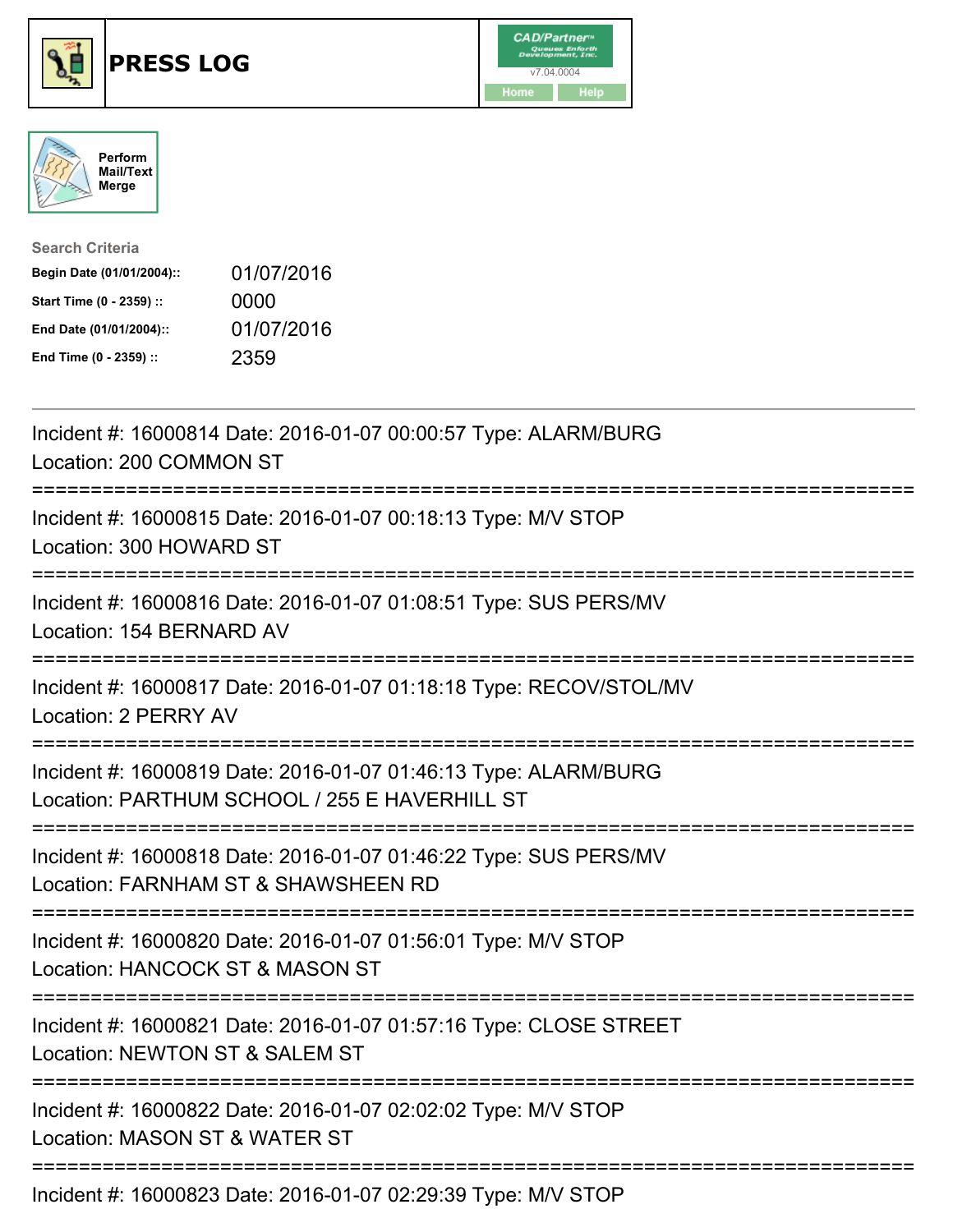# PRESS LOG

CAD/Partner v7.04.0004

Home | Help

Perform Mail/Text Merge

**Search Criteria**

| | |
|---|---|
| **Begin Date (01/01/2004)::** | 01/07/2016 |
| **Start Time (0 - 2359) ::** | 0000 |
| **End Date (01/01/2004)::** | 01/07/2016 |
| **End Time (0 - 2359) ::** | 2359 |

---

Incident #: 16000814 Date: 2016-01-07 00:00:57 Type: ALARM/BURG
Location: 200 COMMON ST

===========================================================================

Incident #: 16000815 Date: 2016-01-07 00:18:13 Type: M/V STOP
Location: 300 HOWARD ST

===========================================================================

Incident #: 16000816 Date: 2016-01-07 01:08:51 Type: SUS PERS/MV
Location: 154 BERNARD AV

===========================================================================

Incident #: 16000817 Date: 2016-01-07 01:18:18 Type: RECOV/STOL/MV
Location: 2 PERRY AV

===========================================================================

Incident #: 16000819 Date: 2016-01-07 01:46:13 Type: ALARM/BURG
Location: PARTHUM SCHOOL / 255 E HAVERHILL ST

===========================================================================

Incident #: 16000818 Date: 2016-01-07 01:46:22 Type: SUS PERS/MV
Location: FARNHAM ST & SHAWSHEEN RD

===========================================================================

Incident #: 16000820 Date: 2016-01-07 01:56:01 Type: M/V STOP
Location: HANCOCK ST & MASON ST

===========================================================================

Incident #: 16000821 Date: 2016-01-07 01:57:16 Type: CLOSE STREET
Location: NEWTON ST & SALEM ST

===========================================================================

Incident #: 16000822 Date: 2016-01-07 02:02:02 Type: M/V STOP
Location: MASON ST & WATER ST

===========================================================================

Incident #: 16000823 Date: 2016-01-07 02:29:39 Type: M/V STOP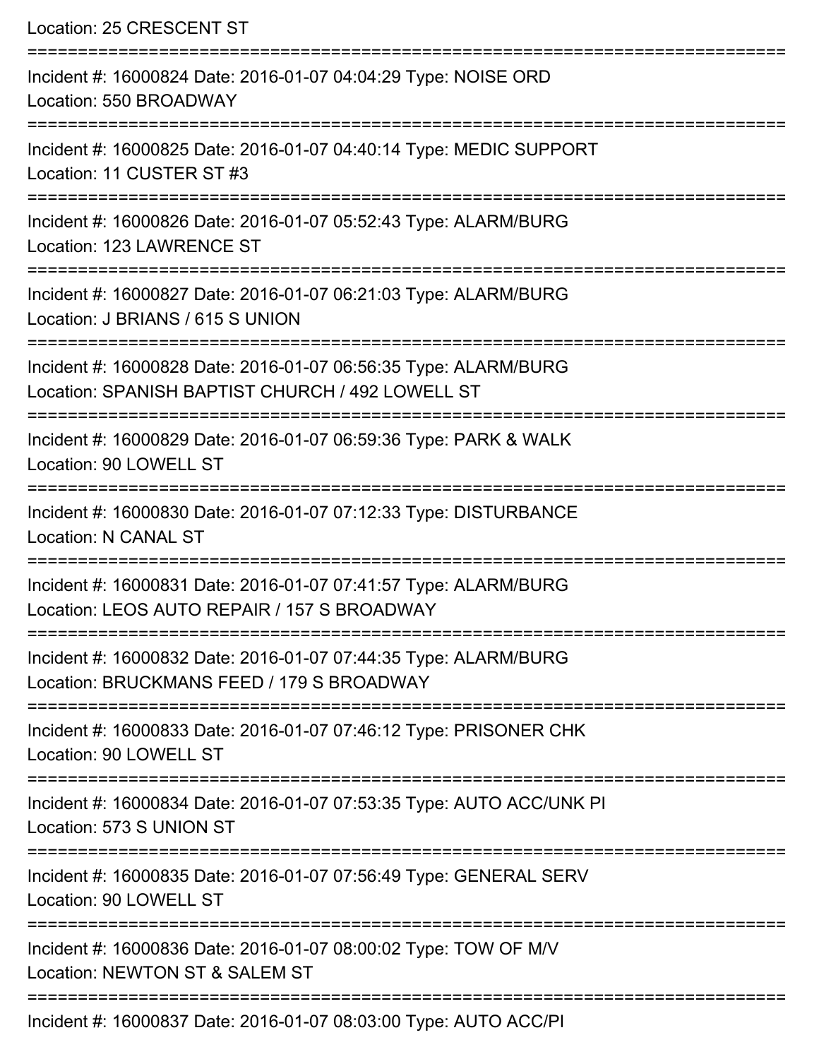Location: 25 CRESCENT ST

===========================================================================

Incident #: 16000824 Date: 2016-01-07 04:04:29 Type: NOISE ORD
Location: 550 BROADWAY

===========================================================================

Incident #: 16000825 Date: 2016-01-07 04:40:14 Type: MEDIC SUPPORT
Location: 11 CUSTER ST #3

===========================================================================

Incident #: 16000826 Date: 2016-01-07 05:52:43 Type: ALARM/BURG
Location: 123 LAWRENCE ST

===========================================================================

Incident #: 16000827 Date: 2016-01-07 06:21:03 Type: ALARM/BURG
Location: J BRIANS / 615 S UNION

===========================================================================

Incident #: 16000828 Date: 2016-01-07 06:56:35 Type: ALARM/BURG
Location: SPANISH BAPTIST CHURCH / 492 LOWELL ST

===========================================================================

Incident #: 16000829 Date: 2016-01-07 06:59:36 Type: PARK & WALK
Location: 90 LOWELL ST

===========================================================================

Incident #: 16000830 Date: 2016-01-07 07:12:33 Type: DISTURBANCE
Location: N CANAL ST

===========================================================================

Incident #: 16000831 Date: 2016-01-07 07:41:57 Type: ALARM/BURG
Location: LEOS AUTO REPAIR / 157 S BROADWAY

===========================================================================

Incident #: 16000832 Date: 2016-01-07 07:44:35 Type: ALARM/BURG
Location: BRUCKMANS FEED / 179 S BROADWAY

===========================================================================

Incident #: 16000833 Date: 2016-01-07 07:46:12 Type: PRISONER CHK
Location: 90 LOWELL ST

===========================================================================

Incident #: 16000834 Date: 2016-01-07 07:53:35 Type: AUTO ACC/UNK PI
Location: 573 S UNION ST

===========================================================================

Incident #: 16000835 Date: 2016-01-07 07:56:49 Type: GENERAL SERV
Location: 90 LOWELL ST

===========================================================================

Incident #: 16000836 Date: 2016-01-07 08:00:02 Type: TOW OF M/V
Location: NEWTON ST & SALEM ST

===========================================================================

Incident #: 16000837 Date: 2016-01-07 08:03:00 Type: AUTO ACC/PI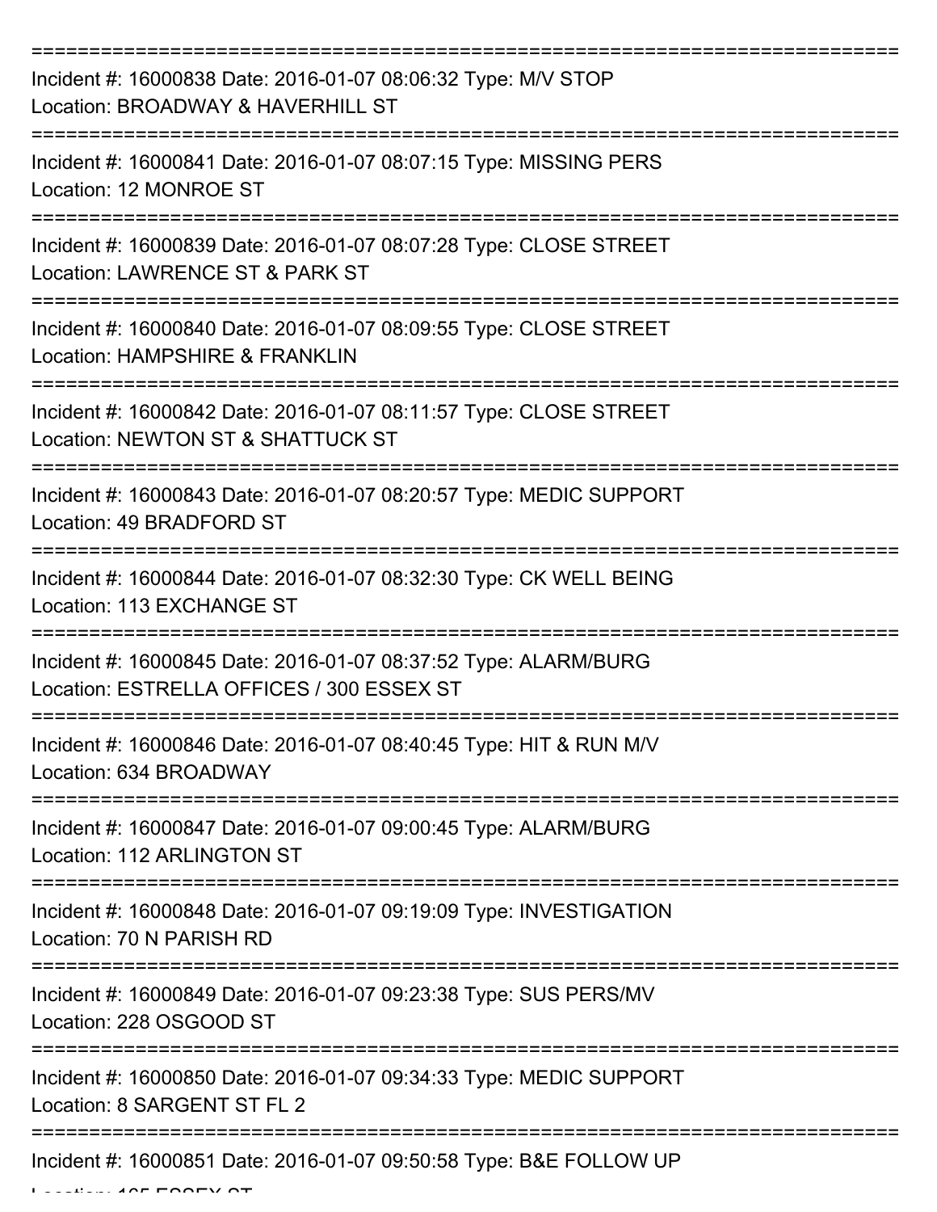===========================================================================
Incident #: 16000838 Date: 2016-01-07 08:06:32 Type: M/V STOP
Location: BROADWAY & HAVERHILL ST
===========================================================================
Incident #: 16000841 Date: 2016-01-07 08:07:15 Type: MISSING PERS
Location: 12 MONROE ST
===========================================================================
Incident #: 16000839 Date: 2016-01-07 08:07:28 Type: CLOSE STREET
Location: LAWRENCE ST & PARK ST
===========================================================================
Incident #: 16000840 Date: 2016-01-07 08:09:55 Type: CLOSE STREET
Location: HAMPSHIRE & FRANKLIN
===========================================================================
Incident #: 16000842 Date: 2016-01-07 08:11:57 Type: CLOSE STREET
Location: NEWTON ST & SHATTUCK ST
===========================================================================
Incident #: 16000843 Date: 2016-01-07 08:20:57 Type: MEDIC SUPPORT
Location: 49 BRADFORD ST
===========================================================================
Incident #: 16000844 Date: 2016-01-07 08:32:30 Type: CK WELL BEING
Location: 113 EXCHANGE ST
===========================================================================
Incident #: 16000845 Date: 2016-01-07 08:37:52 Type: ALARM/BURG
Location: ESTRELLA OFFICES / 300 ESSEX ST
===========================================================================
Incident #: 16000846 Date: 2016-01-07 08:40:45 Type: HIT & RUN M/V
Location: 634 BROADWAY
===========================================================================
Incident #: 16000847 Date: 2016-01-07 09:00:45 Type: ALARM/BURG
Location: 112 ARLINGTON ST
===========================================================================
Incident #: 16000848 Date: 2016-01-07 09:19:09 Type: INVESTIGATION
Location: 70 N PARISH RD
===========================================================================
Incident #: 16000849 Date: 2016-01-07 09:23:38 Type: SUS PERS/MV
Location: 228 OSGOOD ST
===========================================================================
Incident #: 16000850 Date: 2016-01-07 09:34:33 Type: MEDIC SUPPORT
Location: 8 SARGENT ST FL 2
===========================================================================
Incident #: 16000851 Date: 2016-01-07 09:50:58 Type: B&E FOLLOW UP
Location: 165 ESSEX ST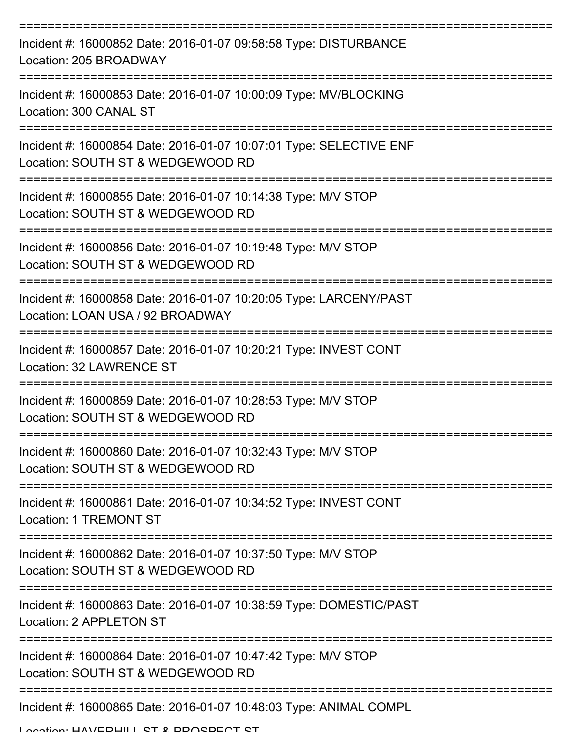===========================================================================

Incident #: 16000852 Date: 2016-01-07 09:58:58 Type: DISTURBANCE
Location: 205 BROADWAY

===========================================================================

Incident #: 16000853 Date: 2016-01-07 10:00:09 Type: MV/BLOCKING
Location: 300 CANAL ST

===========================================================================

Incident #: 16000854 Date: 2016-01-07 10:07:01 Type: SELECTIVE ENF
Location: SOUTH ST & WEDGEWOOD RD

===========================================================================

Incident #: 16000855 Date: 2016-01-07 10:14:38 Type: M/V STOP
Location: SOUTH ST & WEDGEWOOD RD

===========================================================================

Incident #: 16000856 Date: 2016-01-07 10:19:48 Type: M/V STOP
Location: SOUTH ST & WEDGEWOOD RD

===========================================================================

Incident #: 16000858 Date: 2016-01-07 10:20:05 Type: LARCENY/PAST
Location: LOAN USA / 92 BROADWAY

===========================================================================

Incident #: 16000857 Date: 2016-01-07 10:20:21 Type: INVEST CONT
Location: 32 LAWRENCE ST

===========================================================================

Incident #: 16000859 Date: 2016-01-07 10:28:53 Type: M/V STOP
Location: SOUTH ST & WEDGEWOOD RD

===========================================================================

Incident #: 16000860 Date: 2016-01-07 10:32:43 Type: M/V STOP
Location: SOUTH ST & WEDGEWOOD RD

===========================================================================

Incident #: 16000861 Date: 2016-01-07 10:34:52 Type: INVEST CONT
Location: 1 TREMONT ST

===========================================================================

Incident #: 16000862 Date: 2016-01-07 10:37:50 Type: M/V STOP
Location: SOUTH ST & WEDGEWOOD RD

===========================================================================

Incident #: 16000863 Date: 2016-01-07 10:38:59 Type: DOMESTIC/PAST
Location: 2 APPLETON ST

===========================================================================

Incident #: 16000864 Date: 2016-01-07 10:47:42 Type: M/V STOP
Location: SOUTH ST & WEDGEWOOD RD

===========================================================================

Incident #: 16000865 Date: 2016-01-07 10:48:03 Type: ANIMAL COMPL
Location: HAVERHILL ST & PROSPECT ST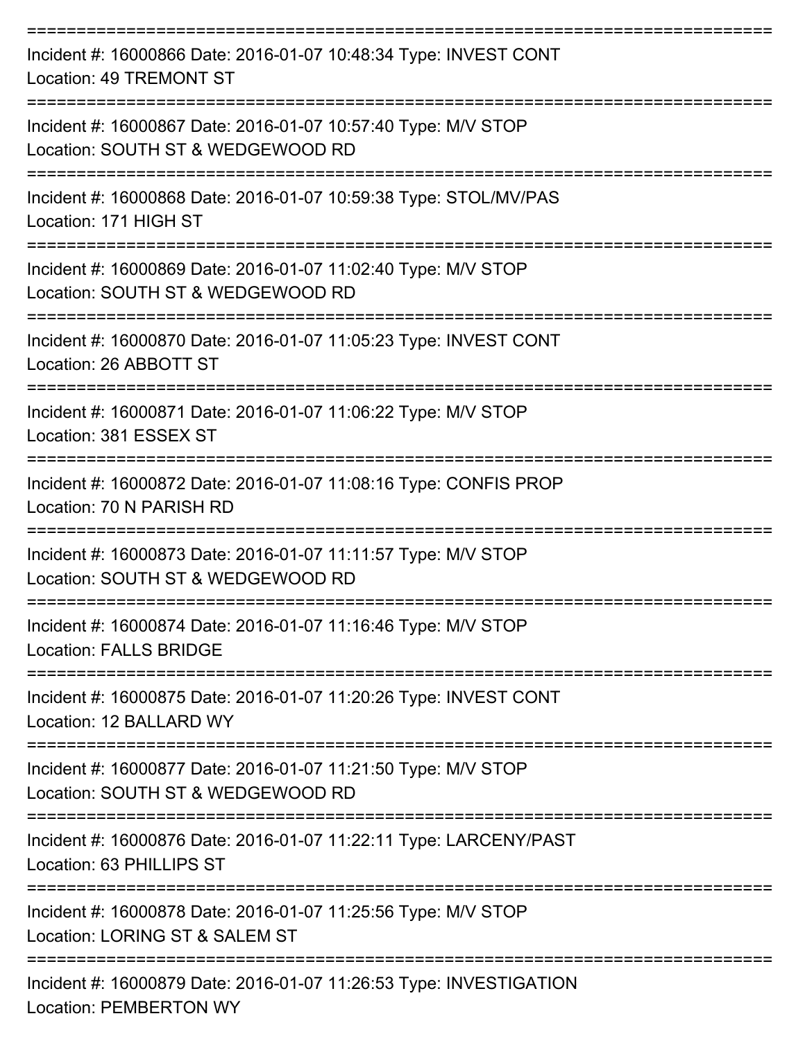===========================================================================

Incident #: 16000866 Date: 2016-01-07 10:48:34 Type: INVEST CONT
Location: 49 TREMONT ST

===========================================================================

Incident #: 16000867 Date: 2016-01-07 10:57:40 Type: M/V STOP
Location: SOUTH ST & WEDGEWOOD RD

===========================================================================

Incident #: 16000868 Date: 2016-01-07 10:59:38 Type: STOL/MV/PAS
Location: 171 HIGH ST

===========================================================================

Incident #: 16000869 Date: 2016-01-07 11:02:40 Type: M/V STOP
Location: SOUTH ST & WEDGEWOOD RD

===========================================================================

Incident #: 16000870 Date: 2016-01-07 11:05:23 Type: INVEST CONT
Location: 26 ABBOTT ST

===========================================================================

Incident #: 16000871 Date: 2016-01-07 11:06:22 Type: M/V STOP
Location: 381 ESSEX ST

===========================================================================

Incident #: 16000872 Date: 2016-01-07 11:08:16 Type: CONFIS PROP
Location: 70 N PARISH RD

===========================================================================

Incident #: 16000873 Date: 2016-01-07 11:11:57 Type: M/V STOP
Location: SOUTH ST & WEDGEWOOD RD

===========================================================================

Incident #: 16000874 Date: 2016-01-07 11:16:46 Type: M/V STOP
Location: FALLS BRIDGE

===========================================================================

Incident #: 16000875 Date: 2016-01-07 11:20:26 Type: INVEST CONT
Location: 12 BALLARD WY

===========================================================================

Incident #: 16000877 Date: 2016-01-07 11:21:50 Type: M/V STOP
Location: SOUTH ST & WEDGEWOOD RD

===========================================================================

Incident #: 16000876 Date: 2016-01-07 11:22:11 Type: LARCENY/PAST
Location: 63 PHILLIPS ST

===========================================================================

Incident #: 16000878 Date: 2016-01-07 11:25:56 Type: M/V STOP
Location: LORING ST & SALEM ST

===========================================================================

Incident #: 16000879 Date: 2016-01-07 11:26:53 Type: INVESTIGATION
Location: PEMBERTON WY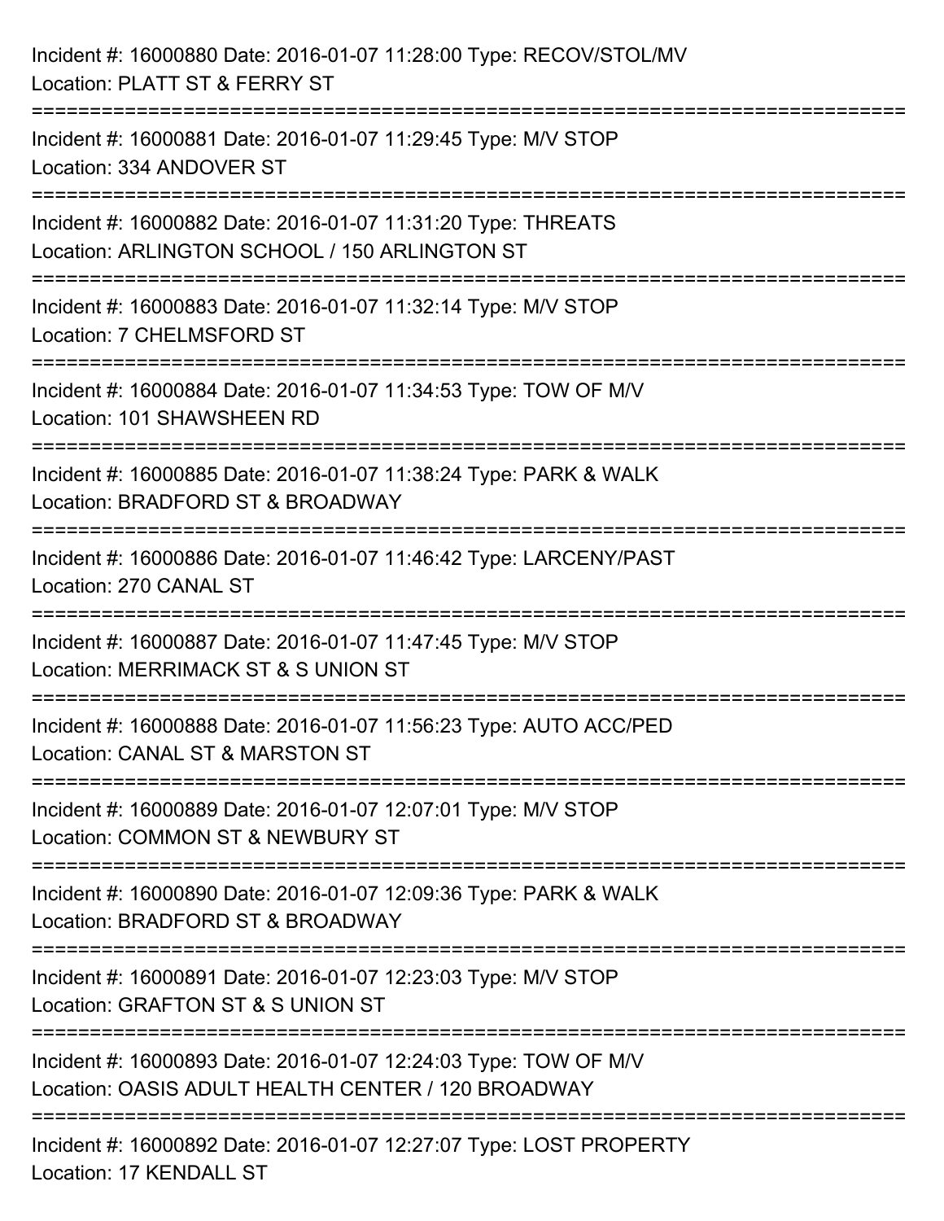Incident #: 16000880 Date: 2016-01-07 11:28:00 Type: RECOV/STOL/MV
Location: PLATT ST & FERRY ST

===========================================================================

Incident #: 16000881 Date: 2016-01-07 11:29:45 Type: M/V STOP
Location: 334 ANDOVER ST

===========================================================================

Incident #: 16000882 Date: 2016-01-07 11:31:20 Type: THREATS
Location: ARLINGTON SCHOOL / 150 ARLINGTON ST

===========================================================================

Incident #: 16000883 Date: 2016-01-07 11:32:14 Type: M/V STOP
Location: 7 CHELMSFORD ST

===========================================================================

Incident #: 16000884 Date: 2016-01-07 11:34:53 Type: TOW OF M/V
Location: 101 SHAWSHEEN RD

===========================================================================

Incident #: 16000885 Date: 2016-01-07 11:38:24 Type: PARK & WALK
Location: BRADFORD ST & BROADWAY

===========================================================================

Incident #: 16000886 Date: 2016-01-07 11:46:42 Type: LARCENY/PAST
Location: 270 CANAL ST

===========================================================================

Incident #: 16000887 Date: 2016-01-07 11:47:45 Type: M/V STOP
Location: MERRIMACK ST & S UNION ST

===========================================================================

Incident #: 16000888 Date: 2016-01-07 11:56:23 Type: AUTO ACC/PED
Location: CANAL ST & MARSTON ST

===========================================================================

Incident #: 16000889 Date: 2016-01-07 12:07:01 Type: M/V STOP
Location: COMMON ST & NEWBURY ST

===========================================================================

Incident #: 16000890 Date: 2016-01-07 12:09:36 Type: PARK & WALK
Location: BRADFORD ST & BROADWAY

===========================================================================

Incident #: 16000891 Date: 2016-01-07 12:23:03 Type: M/V STOP
Location: GRAFTON ST & S UNION ST

===========================================================================

Incident #: 16000893 Date: 2016-01-07 12:24:03 Type: TOW OF M/V
Location: OASIS ADULT HEALTH CENTER / 120 BROADWAY

===========================================================================

Incident #: 16000892 Date: 2016-01-07 12:27:07 Type: LOST PROPERTY
Location: 17 KENDALL ST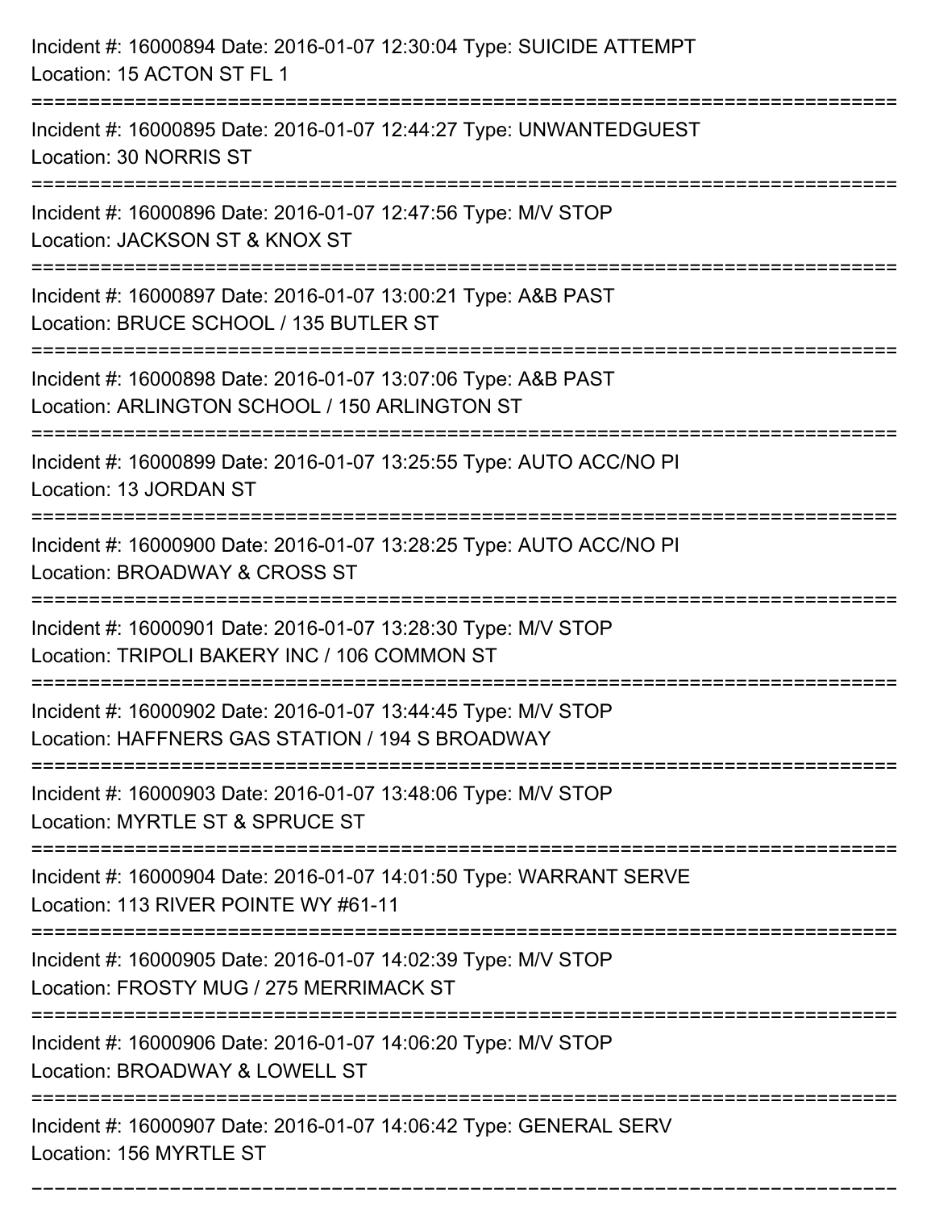Incident #: 16000894 Date: 2016-01-07 12:30:04 Type: SUICIDE ATTEMPT
Location: 15 ACTON ST FL 1

===========================================================================

Incident #: 16000895 Date: 2016-01-07 12:44:27 Type: UNWANTEDGUEST
Location: 30 NORRIS ST

===========================================================================

Incident #: 16000896 Date: 2016-01-07 12:47:56 Type: M/V STOP
Location: JACKSON ST & KNOX ST

===========================================================================

Incident #: 16000897 Date: 2016-01-07 13:00:21 Type: A&B PAST
Location: BRUCE SCHOOL / 135 BUTLER ST

===========================================================================

Incident #: 16000898 Date: 2016-01-07 13:07:06 Type: A&B PAST
Location: ARLINGTON SCHOOL / 150 ARLINGTON ST

===========================================================================

Incident #: 16000899 Date: 2016-01-07 13:25:55 Type: AUTO ACC/NO PI
Location: 13 JORDAN ST

===========================================================================

Incident #: 16000900 Date: 2016-01-07 13:28:25 Type: AUTO ACC/NO PI
Location: BROADWAY & CROSS ST

===========================================================================

Incident #: 16000901 Date: 2016-01-07 13:28:30 Type: M/V STOP
Location: TRIPOLI BAKERY INC / 106 COMMON ST

===========================================================================

Incident #: 16000902 Date: 2016-01-07 13:44:45 Type: M/V STOP
Location: HAFFNERS GAS STATION / 194 S BROADWAY

===========================================================================

Incident #: 16000903 Date: 2016-01-07 13:48:06 Type: M/V STOP
Location: MYRTLE ST & SPRUCE ST

===========================================================================

Incident #: 16000904 Date: 2016-01-07 14:01:50 Type: WARRANT SERVE
Location: 113 RIVER POINTE WY #61-11

===========================================================================

Incident #: 16000905 Date: 2016-01-07 14:02:39 Type: M/V STOP
Location: FROSTY MUG / 275 MERRIMACK ST

===========================================================================

Incident #: 16000906 Date: 2016-01-07 14:06:20 Type: M/V STOP
Location: BROADWAY & LOWELL ST

===========================================================================

Incident #: 16000907 Date: 2016-01-07 14:06:42 Type: GENERAL SERV
Location: 156 MYRTLE ST

===========================================================================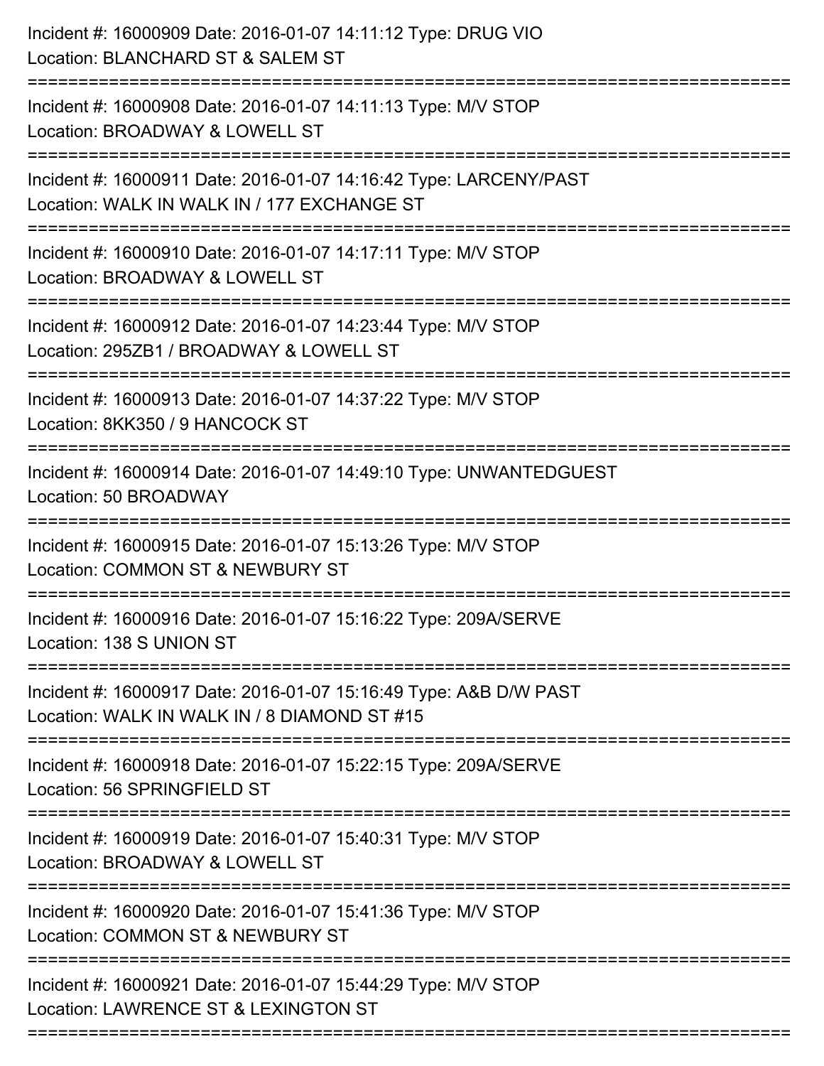Incident #: 16000909 Date: 2016-01-07 14:11:12 Type: DRUG VIO
Location: BLANCHARD ST & SALEM ST

===========================================================================

Incident #: 16000908 Date: 2016-01-07 14:11:13 Type: M/V STOP
Location: BROADWAY & LOWELL ST

===========================================================================

Incident #: 16000911 Date: 2016-01-07 14:16:42 Type: LARCENY/PAST
Location: WALK IN WALK IN / 177 EXCHANGE ST

===========================================================================

Incident #: 16000910 Date: 2016-01-07 14:17:11 Type: M/V STOP
Location: BROADWAY & LOWELL ST

===========================================================================

Incident #: 16000912 Date: 2016-01-07 14:23:44 Type: M/V STOP
Location: 295ZB1 / BROADWAY & LOWELL ST

===========================================================================

Incident #: 16000913 Date: 2016-01-07 14:37:22 Type: M/V STOP
Location: 8KK350 / 9 HANCOCK ST

===========================================================================

Incident #: 16000914 Date: 2016-01-07 14:49:10 Type: UNWANTEDGUEST
Location: 50 BROADWAY

===========================================================================

Incident #: 16000915 Date: 2016-01-07 15:13:26 Type: M/V STOP
Location: COMMON ST & NEWBURY ST

===========================================================================

Incident #: 16000916 Date: 2016-01-07 15:16:22 Type: 209A/SERVE
Location: 138 S UNION ST

===========================================================================

Incident #: 16000917 Date: 2016-01-07 15:16:49 Type: A&B D/W PAST
Location: WALK IN WALK IN / 8 DIAMOND ST #15

===========================================================================

Incident #: 16000918 Date: 2016-01-07 15:22:15 Type: 209A/SERVE
Location: 56 SPRINGFIELD ST

===========================================================================

Incident #: 16000919 Date: 2016-01-07 15:40:31 Type: M/V STOP
Location: BROADWAY & LOWELL ST

===========================================================================

Incident #: 16000920 Date: 2016-01-07 15:41:36 Type: M/V STOP
Location: COMMON ST & NEWBURY ST

===========================================================================

Incident #: 16000921 Date: 2016-01-07 15:44:29 Type: M/V STOP
Location: LAWRENCE ST & LEXINGTON ST

===========================================================================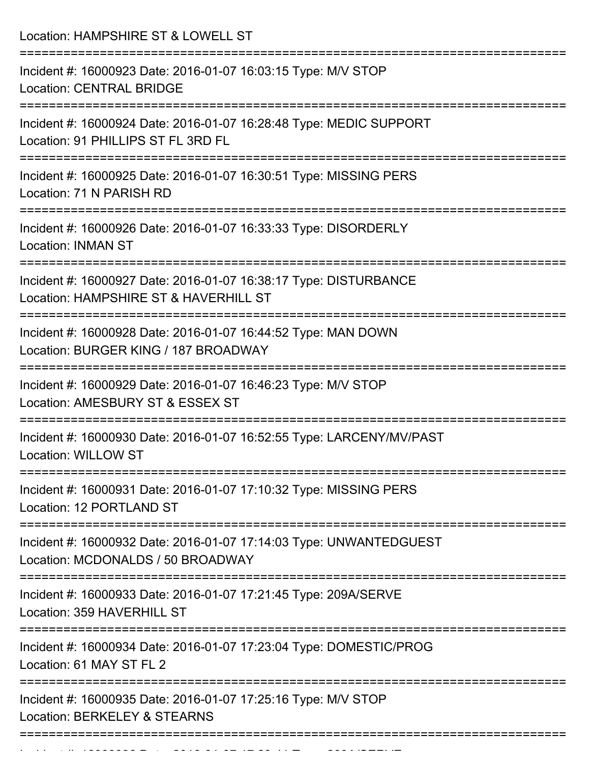Location: HAMPSHIRE ST & LOWELL ST

===========================================================================

Incident #: 16000923 Date: 2016-01-07 16:03:15 Type: M/V STOP
Location: CENTRAL BRIDGE

===========================================================================

Incident #: 16000924 Date: 2016-01-07 16:28:48 Type: MEDIC SUPPORT
Location: 91 PHILLIPS ST FL 3RD FL

===========================================================================

Incident #: 16000925 Date: 2016-01-07 16:30:51 Type: MISSING PERS
Location: 71 N PARISH RD

===========================================================================

Incident #: 16000926 Date: 2016-01-07 16:33:33 Type: DISORDERLY
Location: INMAN ST

===========================================================================

Incident #: 16000927 Date: 2016-01-07 16:38:17 Type: DISTURBANCE
Location: HAMPSHIRE ST & HAVERHILL ST

===========================================================================

Incident #: 16000928 Date: 2016-01-07 16:44:52 Type: MAN DOWN
Location: BURGER KING / 187 BROADWAY

===========================================================================

Incident #: 16000929 Date: 2016-01-07 16:46:23 Type: M/V STOP
Location: AMESBURY ST & ESSEX ST

===========================================================================

Incident #: 16000930 Date: 2016-01-07 16:52:55 Type: LARCENY/MV/PAST
Location: WILLOW ST

===========================================================================

Incident #: 16000931 Date: 2016-01-07 17:10:32 Type: MISSING PERS
Location: 12 PORTLAND ST

===========================================================================

Incident #: 16000932 Date: 2016-01-07 17:14:03 Type: UNWANTEDGUEST
Location: MCDONALDS / 50 BROADWAY

===========================================================================

Incident #: 16000933 Date: 2016-01-07 17:21:45 Type: 209A/SERVE
Location: 359 HAVERHILL ST

===========================================================================

Incident #: 16000934 Date: 2016-01-07 17:23:04 Type: DOMESTIC/PROG
Location: 61 MAY ST FL 2

===========================================================================

Incident #: 16000935 Date: 2016-01-07 17:25:16 Type: M/V STOP
Location: BERKELEY & STEARNS

===========================================================================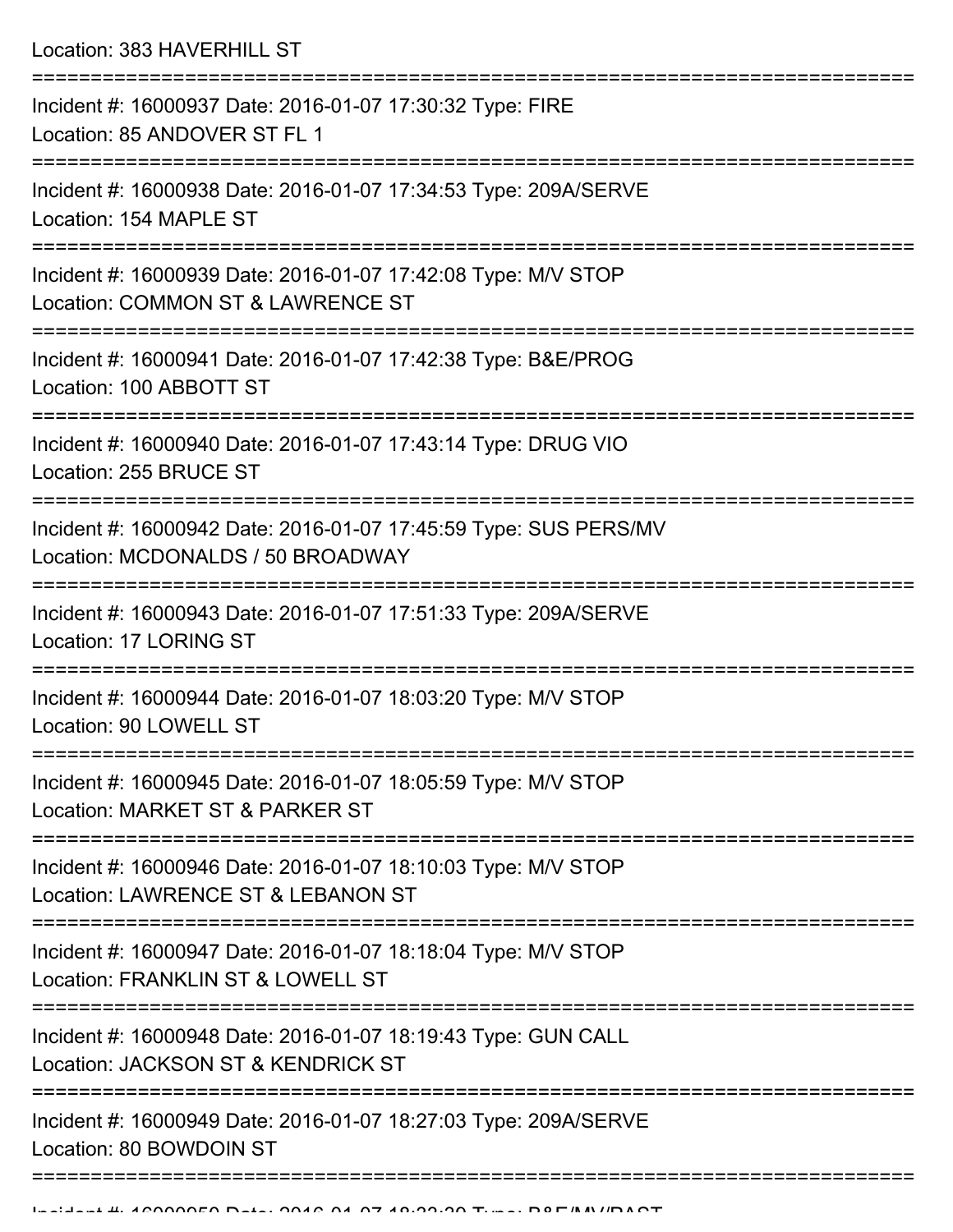Location: 383 HAVERHILL ST

===========================================================================

Incident #: 16000937 Date: 2016-01-07 17:30:32 Type: FIRE
Location: 85 ANDOVER ST FL 1

===========================================================================

Incident #: 16000938 Date: 2016-01-07 17:34:53 Type: 209A/SERVE
Location: 154 MAPLE ST

===========================================================================

Incident #: 16000939 Date: 2016-01-07 17:42:08 Type: M/V STOP
Location: COMMON ST & LAWRENCE ST

===========================================================================

Incident #: 16000941 Date: 2016-01-07 17:42:38 Type: B&E/PROG
Location: 100 ABBOTT ST

===========================================================================

Incident #: 16000940 Date: 2016-01-07 17:43:14 Type: DRUG VIO
Location: 255 BRUCE ST

===========================================================================

Incident #: 16000942 Date: 2016-01-07 17:45:59 Type: SUS PERS/MV
Location: MCDONALDS / 50 BROADWAY

===========================================================================

Incident #: 16000943 Date: 2016-01-07 17:51:33 Type: 209A/SERVE
Location: 17 LORING ST

===========================================================================

Incident #: 16000944 Date: 2016-01-07 18:03:20 Type: M/V STOP
Location: 90 LOWELL ST

===========================================================================

Incident #: 16000945 Date: 2016-01-07 18:05:59 Type: M/V STOP
Location: MARKET ST & PARKER ST

===========================================================================

Incident #: 16000946 Date: 2016-01-07 18:10:03 Type: M/V STOP
Location: LAWRENCE ST & LEBANON ST

===========================================================================

Incident #: 16000947 Date: 2016-01-07 18:18:04 Type: M/V STOP
Location: FRANKLIN ST & LOWELL ST

===========================================================================

Incident #: 16000948 Date: 2016-01-07 18:19:43 Type: GUN CALL
Location: JACKSON ST & KENDRICK ST

===========================================================================

Incident #: 16000949 Date: 2016-01-07 18:27:03 Type: 209A/SERVE
Location: 80 BOWDOIN ST

===========================================================================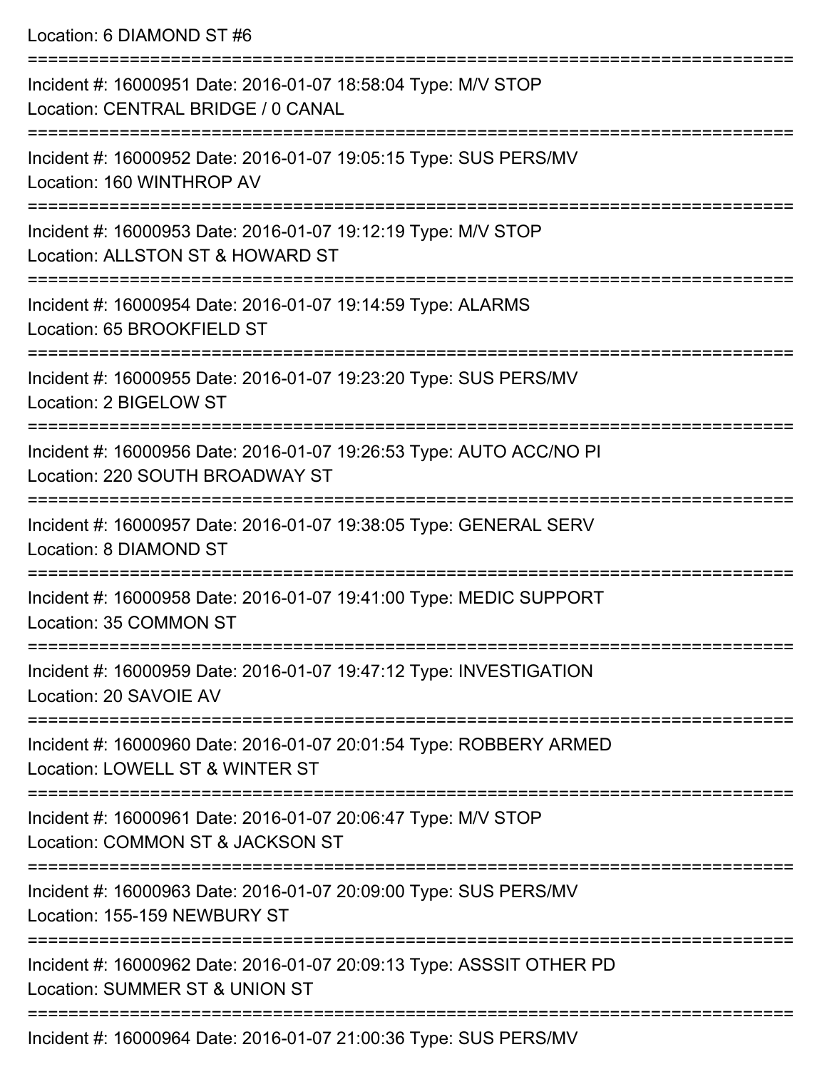Location: 6 DIAMOND ST #6

===========================================================================

Incident #: 16000951 Date: 2016-01-07 18:58:04 Type: M/V STOP
Location: CENTRAL BRIDGE / 0 CANAL

===========================================================================

Incident #: 16000952 Date: 2016-01-07 19:05:15 Type: SUS PERS/MV
Location: 160 WINTHROP AV

===========================================================================

Incident #: 16000953 Date: 2016-01-07 19:12:19 Type: M/V STOP
Location: ALLSTON ST & HOWARD ST

===========================================================================

Incident #: 16000954 Date: 2016-01-07 19:14:59 Type: ALARMS
Location: 65 BROOKFIELD ST

===========================================================================

Incident #: 16000955 Date: 2016-01-07 19:23:20 Type: SUS PERS/MV
Location: 2 BIGELOW ST

===========================================================================

Incident #: 16000956 Date: 2016-01-07 19:26:53 Type: AUTO ACC/NO PI
Location: 220 SOUTH BROADWAY ST

===========================================================================

Incident #: 16000957 Date: 2016-01-07 19:38:05 Type: GENERAL SERV
Location: 8 DIAMOND ST

===========================================================================

Incident #: 16000958 Date: 2016-01-07 19:41:00 Type: MEDIC SUPPORT
Location: 35 COMMON ST

===========================================================================

Incident #: 16000959 Date: 2016-01-07 19:47:12 Type: INVESTIGATION
Location: 20 SAVOIE AV

===========================================================================

Incident #: 16000960 Date: 2016-01-07 20:01:54 Type: ROBBERY ARMED
Location: LOWELL ST & WINTER ST

===========================================================================

Incident #: 16000961 Date: 2016-01-07 20:06:47 Type: M/V STOP
Location: COMMON ST & JACKSON ST

===========================================================================

Incident #: 16000963 Date: 2016-01-07 20:09:00 Type: SUS PERS/MV
Location: 155-159 NEWBURY ST

===========================================================================

Incident #: 16000962 Date: 2016-01-07 20:09:13 Type: ASSSIT OTHER PD
Location: SUMMER ST & UNION ST

===========================================================================

Incident #: 16000964 Date: 2016-01-07 21:00:36 Type: SUS PERS/MV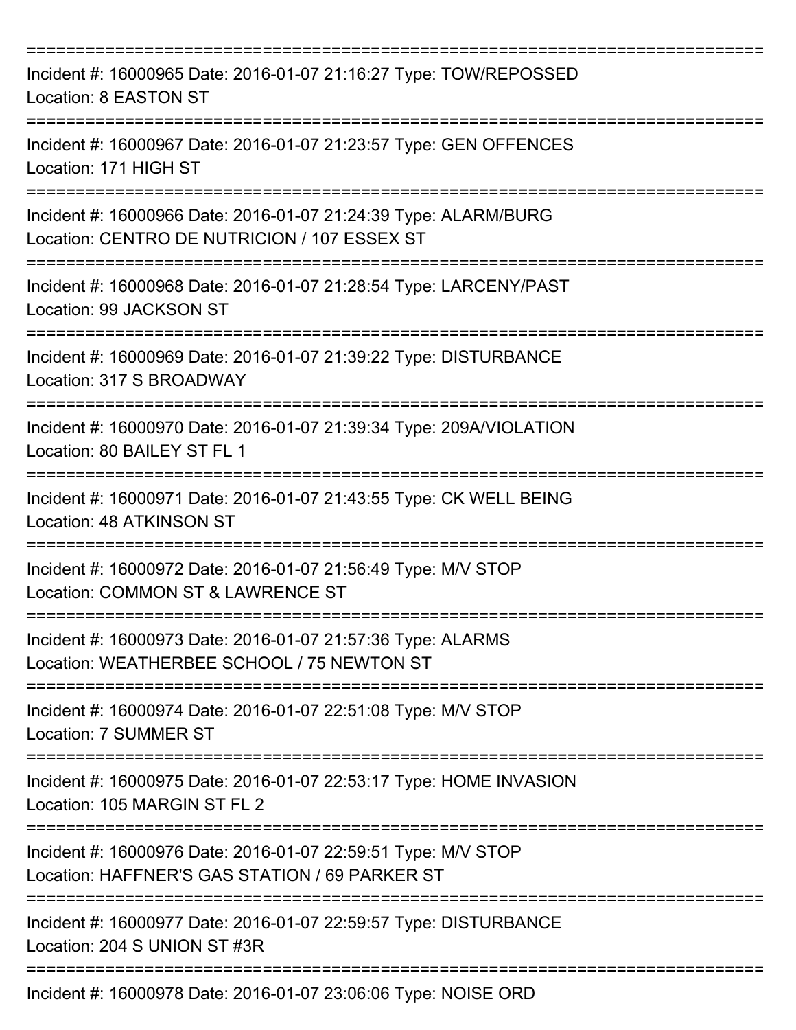===========================================================================

Incident #: 16000965 Date: 2016-01-07 21:16:27 Type: TOW/REPOSSED
Location: 8 EASTON ST

===========================================================================

Incident #: 16000967 Date: 2016-01-07 21:23:57 Type: GEN OFFENCES
Location: 171 HIGH ST

===========================================================================

Incident #: 16000966 Date: 2016-01-07 21:24:39 Type: ALARM/BURG
Location: CENTRO DE NUTRICION / 107 ESSEX ST

===========================================================================

Incident #: 16000968 Date: 2016-01-07 21:28:54 Type: LARCENY/PAST
Location: 99 JACKSON ST

===========================================================================

Incident #: 16000969 Date: 2016-01-07 21:39:22 Type: DISTURBANCE
Location: 317 S BROADWAY

===========================================================================

Incident #: 16000970 Date: 2016-01-07 21:39:34 Type: 209A/VIOLATION
Location: 80 BAILEY ST FL 1

===========================================================================

Incident #: 16000971 Date: 2016-01-07 21:43:55 Type: CK WELL BEING
Location: 48 ATKINSON ST

===========================================================================

Incident #: 16000972 Date: 2016-01-07 21:56:49 Type: M/V STOP
Location: COMMON ST & LAWRENCE ST

===========================================================================

Incident #: 16000973 Date: 2016-01-07 21:57:36 Type: ALARMS
Location: WEATHERBEE SCHOOL / 75 NEWTON ST

===========================================================================

Incident #: 16000974 Date: 2016-01-07 22:51:08 Type: M/V STOP
Location: 7 SUMMER ST

===========================================================================

Incident #: 16000975 Date: 2016-01-07 22:53:17 Type: HOME INVASION
Location: 105 MARGIN ST FL 2

===========================================================================

Incident #: 16000976 Date: 2016-01-07 22:59:51 Type: M/V STOP
Location: HAFFNER'S GAS STATION / 69 PARKER ST

===========================================================================

Incident #: 16000977 Date: 2016-01-07 22:59:57 Type: DISTURBANCE
Location: 204 S UNION ST #3R

===========================================================================

Incident #: 16000978 Date: 2016-01-07 23:06:06 Type: NOISE ORD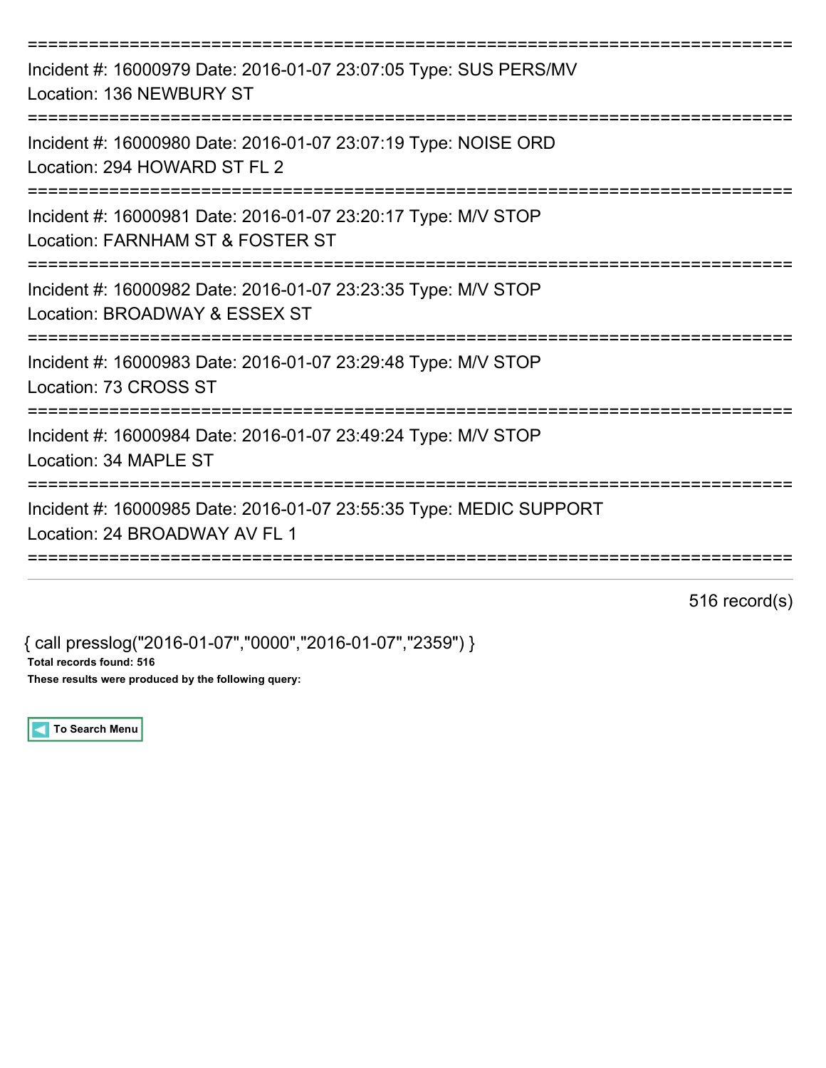===========================================================================

Incident #: 16000979 Date: 2016-01-07 23:07:05 Type: SUS PERS/MV
Location: 136 NEWBURY ST

===========================================================================

Incident #: 16000980 Date: 2016-01-07 23:07:19 Type: NOISE ORD
Location: 294 HOWARD ST FL 2

===========================================================================

Incident #: 16000981 Date: 2016-01-07 23:20:17 Type: M/V STOP
Location: FARNHAM ST & FOSTER ST

===========================================================================

Incident #: 16000982 Date: 2016-01-07 23:23:35 Type: M/V STOP
Location: BROADWAY & ESSEX ST

===========================================================================

Incident #: 16000983 Date: 2016-01-07 23:29:48 Type: M/V STOP
Location: 73 CROSS ST

===========================================================================

Incident #: 16000984 Date: 2016-01-07 23:49:24 Type: M/V STOP
Location: 34 MAPLE ST

===========================================================================

Incident #: 16000985 Date: 2016-01-07 23:55:35 Type: MEDIC SUPPORT
Location: 24 BROADWAY AV FL 1

===========================================================================

516 record(s)

{ call presslog("2016-01-07","0000","2016-01-07","2359") }

**Total records found: 516**

**These results were produced by the following query:**

To Search Menu